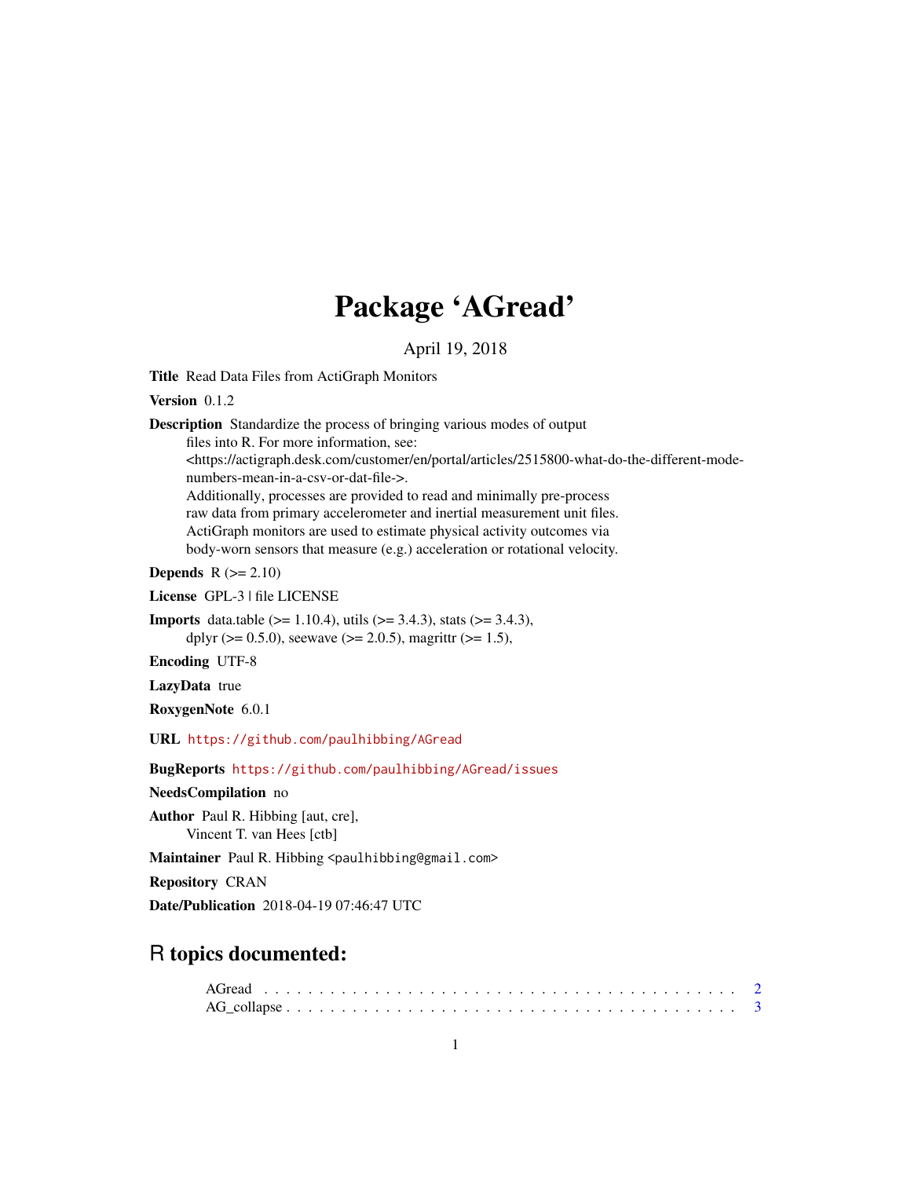# Package 'AGread'

April 19, 2018

**Title** Read Data Files from ActiGraph Monitors

**Version** 0.1.2

**Description** Standardize the process of bringing various modes of output files into R. For more information, see: <https://actigraph.desk.com/customer/en/portal/articles/2515800-what-do-the-different-mode-numbers-mean-in-a-csv-or-dat-file->. Additionally, processes are provided to read and minimally pre-process raw data from primary accelerometer and inertial measurement unit files. ActiGraph monitors are used to estimate physical activity outcomes via body-worn sensors that measure (e.g.) acceleration or rotational velocity.

**Depends** R (>= 2.10)

**License** GPL-3 | file LICENSE

**Imports** data.table (>= 1.10.4), utils (>= 3.4.3), stats (>= 3.4.3), dplyr (>= 0.5.0), seewave (>= 2.0.5), magrittr (>= 1.5),

**Encoding** UTF-8

**LazyData** true

**RoxygenNote** 6.0.1

**URL** https://github.com/paulhibbing/AGread

**BugReports** https://github.com/paulhibbing/AGread/issues

**NeedsCompilation** no

**Author** Paul R. Hibbing [aut, cre], Vincent T. van Hees [ctb]

**Maintainer** Paul R. Hibbing <paulhibbing@gmail.com>

**Repository** CRAN

**Date/Publication** 2018-04-19 07:46:47 UTC

## R topics documented:

AGread . . . . . . . . . . . . . . . . . . . . . . . . . . . . . . . . . . . . . . . . . 2
AG_collapse . . . . . . . . . . . . . . . . . . . . . . . . . . . . . . . . . . . . . . 3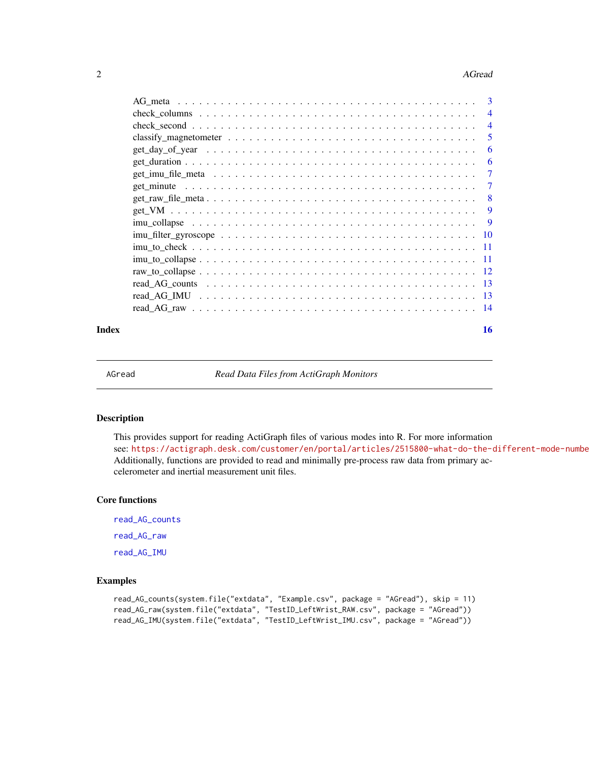| | |
|---|---|
| AG_meta | 3 |
| check_columns | 4 |
| check_second | 4 |
| classify_magnetometer | 5 |
| get_day_of_year | 6 |
| get_duration | 6 |
| get_imu_file_meta | 7 |
| get_minute | 7 |
| get_raw_file_meta | 8 |
| get_VM | 9 |
| imu_collapse | 9 |
| imu_filter_gyroscope | 10 |
| imu_to_check | 11 |
| imu_to_collapse | 11 |
| raw_to_collapse | 12 |
| read_AG_counts | 13 |
| read_AG_IMU | 13 |
| read_AG_raw | 14 |

**Index** 16

---

AGread *Read Data Files from ActiGraph Monitors*

---

## Description

This provides support for reading ActiGraph files of various modes into R. For more information see: https://actigraph.desk.com/customer/en/portal/articles/2515800-what-do-the-different-mode-numbe Additionally, functions are provided to read and minimally pre-process raw data from primary accelerometer and inertial measurement unit files.

## Core functions

`read_AG_counts`

`read_AG_raw`

`read_AG_IMU`

## Examples

```
read_AG_counts(system.file("extdata", "Example.csv", package = "AGread"), skip = 11)
read_AG_raw(system.file("extdata", "TestID_LeftWrist_RAW.csv", package = "AGread"))
read_AG_IMU(system.file("extdata", "TestID_LeftWrist_IMU.csv", package = "AGread"))
```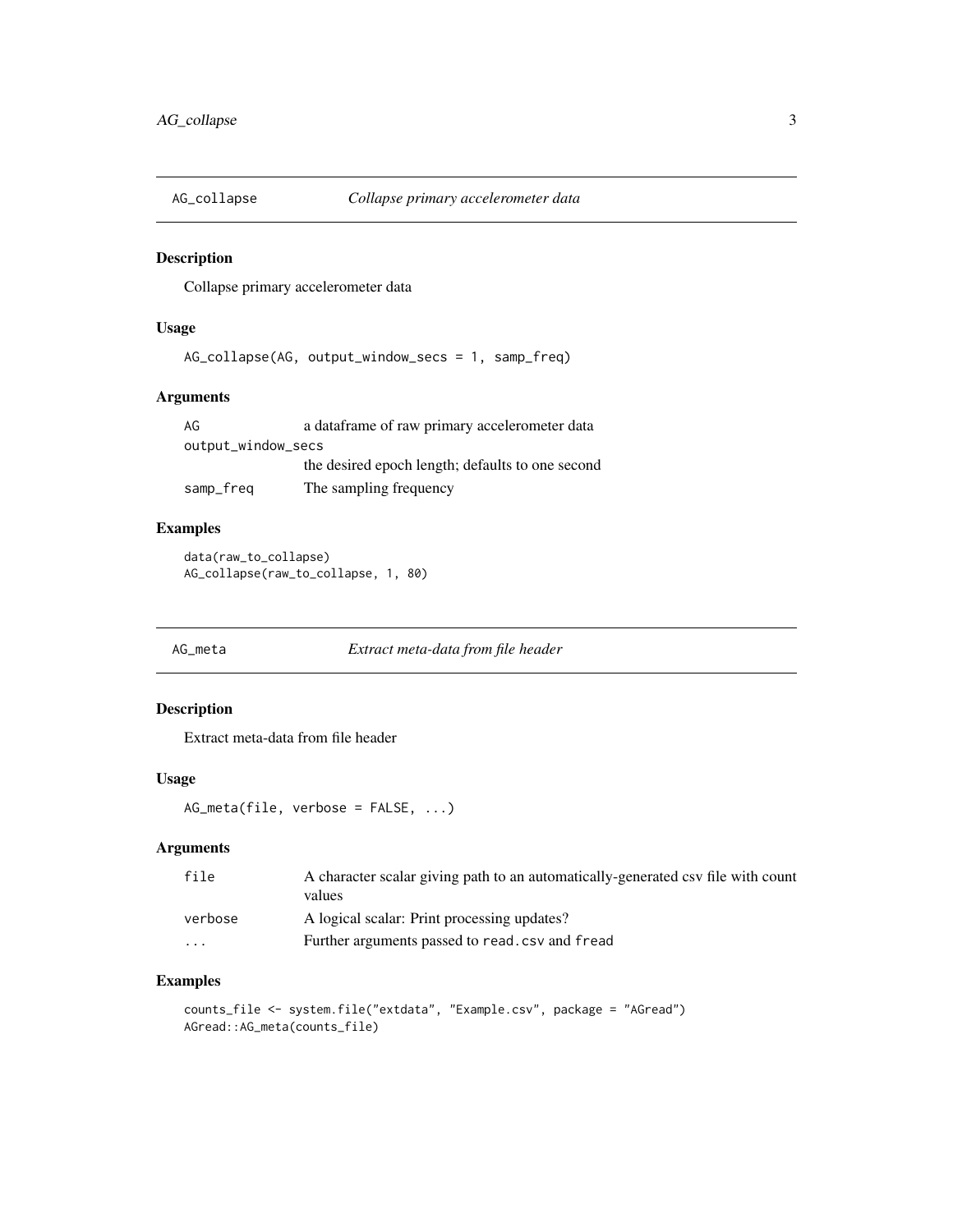## AG_collapse *Collapse primary accelerometer data*

### Description

Collapse primary accelerometer data

### Usage

```
AG_collapse(AG, output_window_secs = 1, samp_freq)
```

### Arguments

| | |
|---|---|
| AG | a dataframe of raw primary accelerometer data |
| output_window_secs | the desired epoch length; defaults to one second |
| samp_freq | The sampling frequency |

### Examples

```
data(raw_to_collapse)
AG_collapse(raw_to_collapse, 1, 80)
```

## AG_meta *Extract meta-data from file header*

### Description

Extract meta-data from file header

### Usage

```
AG_meta(file, verbose = FALSE, ...)
```

### Arguments

| | |
|---|---|
| file | A character scalar giving path to an automatically-generated csv file with count values |
| verbose | A logical scalar: Print processing updates? |
| ... | Further arguments passed to `read.csv` and `fread` |

### Examples

```
counts_file <- system.file("extdata", "Example.csv", package = "AGread")
AGread::AG_meta(counts_file)
```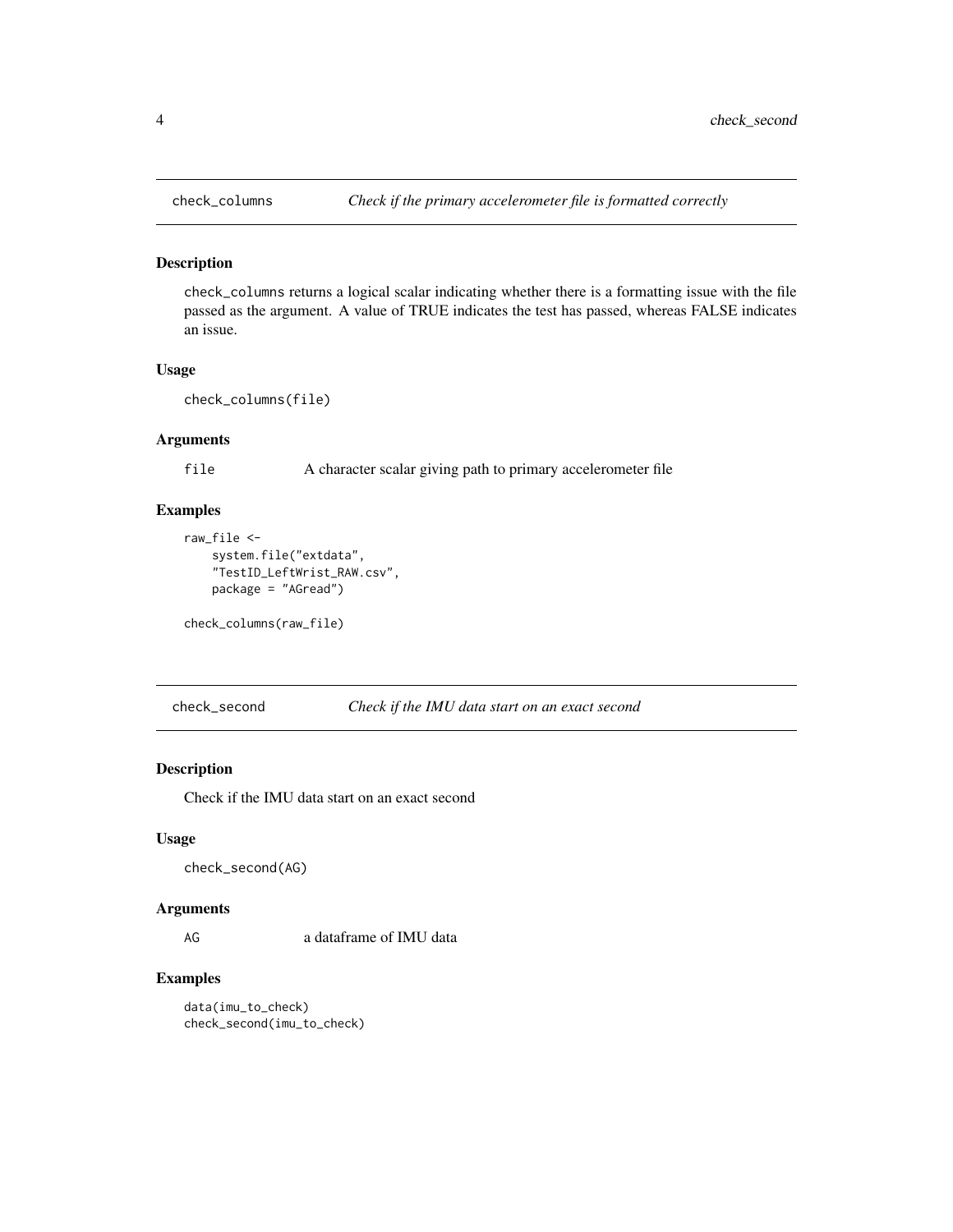## check_columns *Check if the primary accelerometer file is formatted correctly*

### Description

check_columns returns a logical scalar indicating whether there is a formatting issue with the file passed as the argument. A value of TRUE indicates the test has passed, whereas FALSE indicates an issue.

### Usage

```
check_columns(file)
```

### Arguments

| | |
|---|---|
| file | A character scalar giving path to primary accelerometer file |

### Examples

```
raw_file <-
    system.file("extdata",
    "TestID_LeftWrist_RAW.csv",
    package = "AGread")

check_columns(raw_file)
```

## check_second *Check if the IMU data start on an exact second*

### Description

Check if the IMU data start on an exact second

### Usage

```
check_second(AG)
```

### Arguments

| | |
|---|---|
| AG | a dataframe of IMU data |

### Examples

```
data(imu_to_check)
check_second(imu_to_check)
```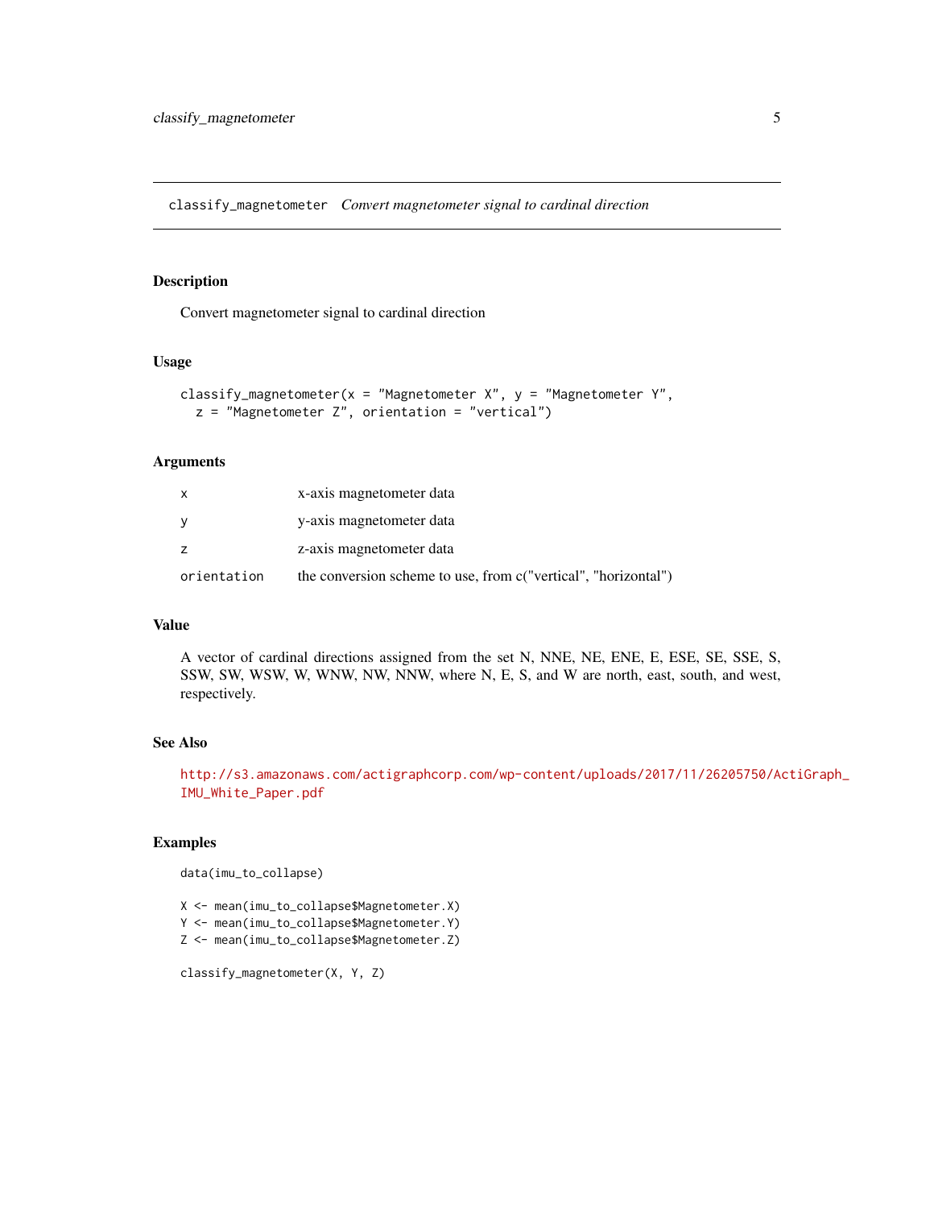## classify_magnetometer *Convert magnetometer signal to cardinal direction*

### Description

Convert magnetometer signal to cardinal direction

### Usage

```
classify_magnetometer(x = "Magnetometer X", y = "Magnetometer Y",
  z = "Magnetometer Z", orientation = "vertical")
```

### Arguments

| | |
|---|---|
| x | x-axis magnetometer data |
| y | y-axis magnetometer data |
| z | z-axis magnetometer data |
| orientation | the conversion scheme to use, from c("vertical", "horizontal") |

### Value

A vector of cardinal directions assigned from the set N, NNE, NE, ENE, E, ESE, SE, SSE, S, SSW, SW, WSW, W, WNW, NW, NNW, where N, E, S, and W are north, east, south, and west, respectively.

### See Also

http://s3.amazonaws.com/actigraphcorp.com/wp-content/uploads/2017/11/26205750/ActiGraph_IMU_White_Paper.pdf

### Examples

```
data(imu_to_collapse)

X <- mean(imu_to_collapse$Magnetometer.X)
Y <- mean(imu_to_collapse$Magnetometer.Y)
Z <- mean(imu_to_collapse$Magnetometer.Z)

classify_magnetometer(X, Y, Z)
```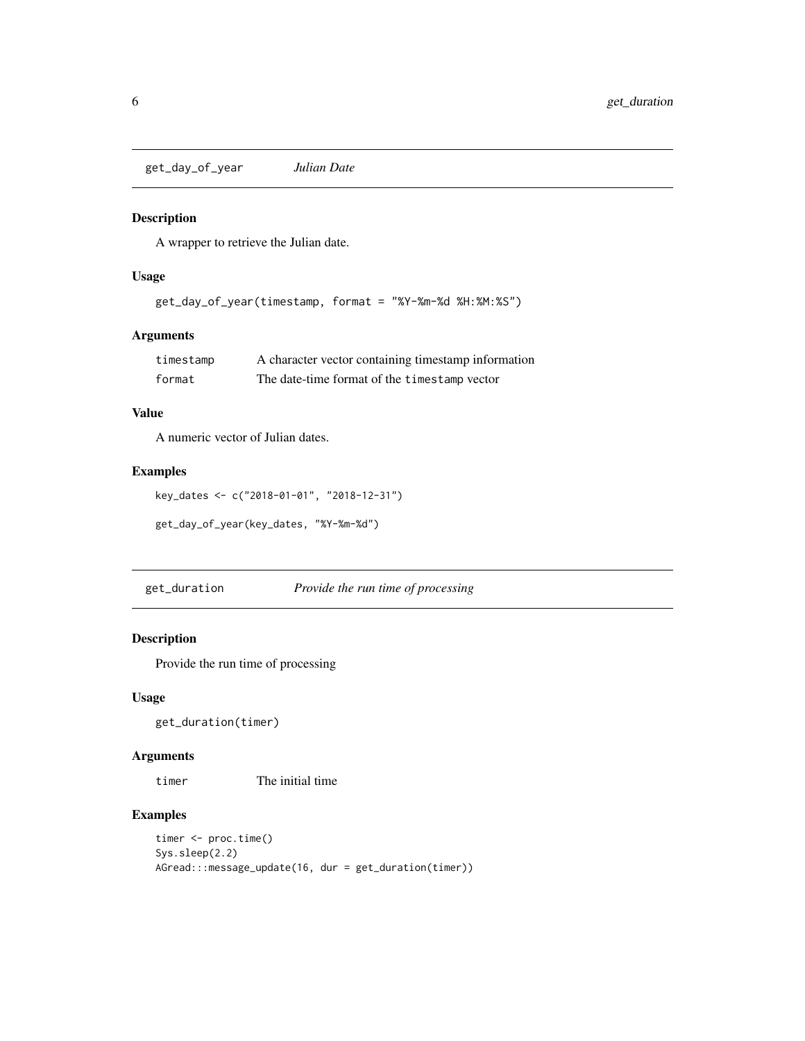## get_day_of_year — *Julian Date*

### Description

A wrapper to retrieve the Julian date.

### Usage

```
get_day_of_year(timestamp, format = "%Y-%m-%d %H:%M:%S")
```

### Arguments

| | |
|---|---|
| `timestamp` | A character vector containing timestamp information |
| `format` | The date-time format of the `timestamp` vector |

### Value

A numeric vector of Julian dates.

### Examples

```
key_dates <- c("2018-01-01", "2018-12-31")

get_day_of_year(key_dates, "%Y-%m-%d")
```

## get_duration — *Provide the run time of processing*

### Description

Provide the run time of processing

### Usage

```
get_duration(timer)
```

### Arguments

| | |
|---|---|
| `timer` | The initial time |

### Examples

```
timer <- proc.time()
Sys.sleep(2.2)
AGread:::message_update(16, dur = get_duration(timer))
```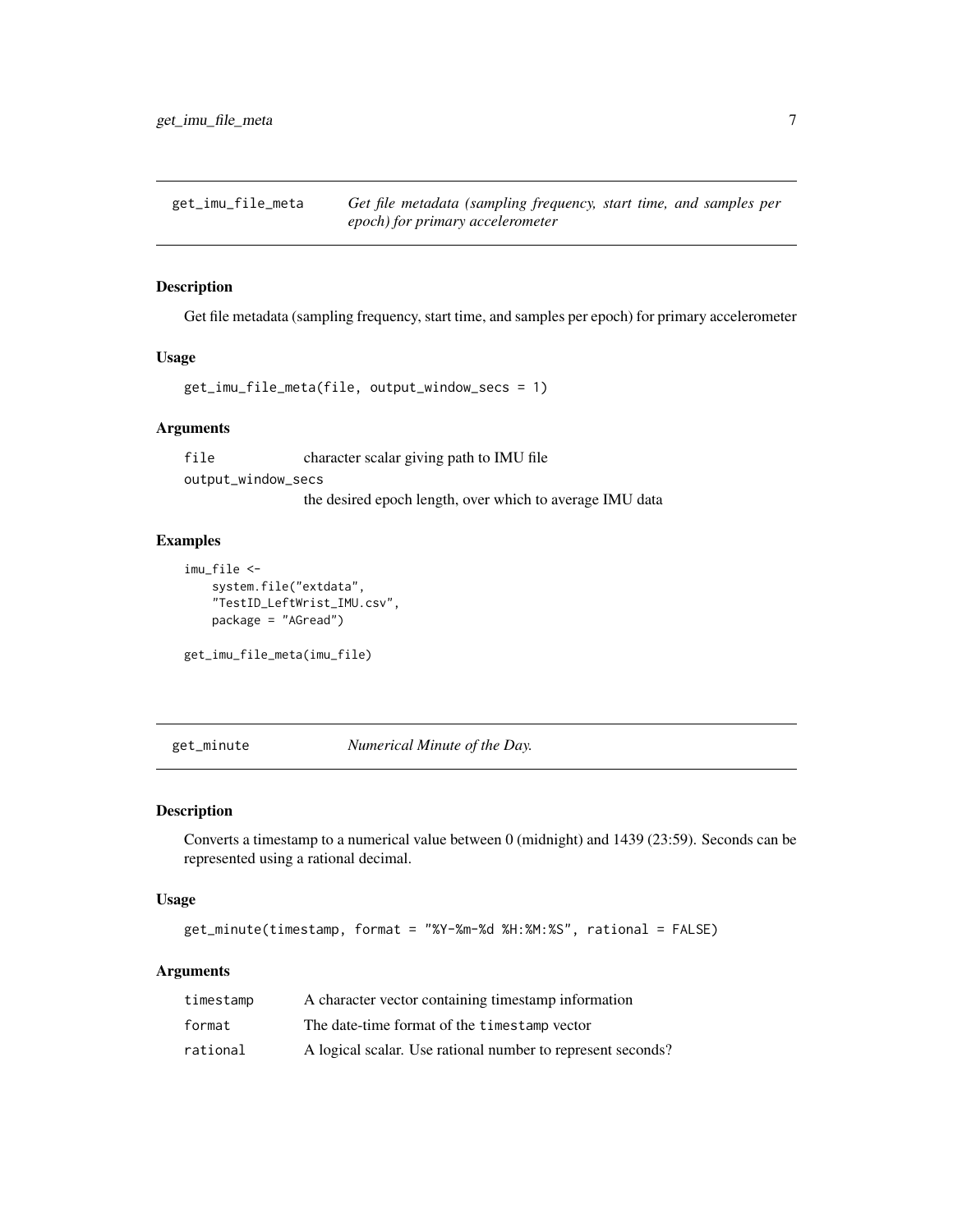## get_imu_file_meta — *Get file metadata (sampling frequency, start time, and samples per epoch) for primary accelerometer*

### Description

Get file metadata (sampling frequency, start time, and samples per epoch) for primary accelerometer

### Usage

```
get_imu_file_meta(file, output_window_secs = 1)
```

### Arguments

| | |
|---|---|
| `file` | character scalar giving path to IMU file |
| `output_window_secs` | the desired epoch length, over which to average IMU data |

### Examples

```
imu_file <-
    system.file("extdata",
    "TestID_LeftWrist_IMU.csv",
    package = "AGread")

get_imu_file_meta(imu_file)
```

## get_minute — *Numerical Minute of the Day.*

### Description

Converts a timestamp to a numerical value between 0 (midnight) and 1439 (23:59). Seconds can be represented using a rational decimal.

### Usage

```
get_minute(timestamp, format = "%Y-%m-%d %H:%M:%S", rational = FALSE)
```

### Arguments

| | |
|---|---|
| `timestamp` | A character vector containing timestamp information |
| `format` | The date-time format of the `timestamp` vector |
| `rational` | A logical scalar. Use rational number to represent seconds? |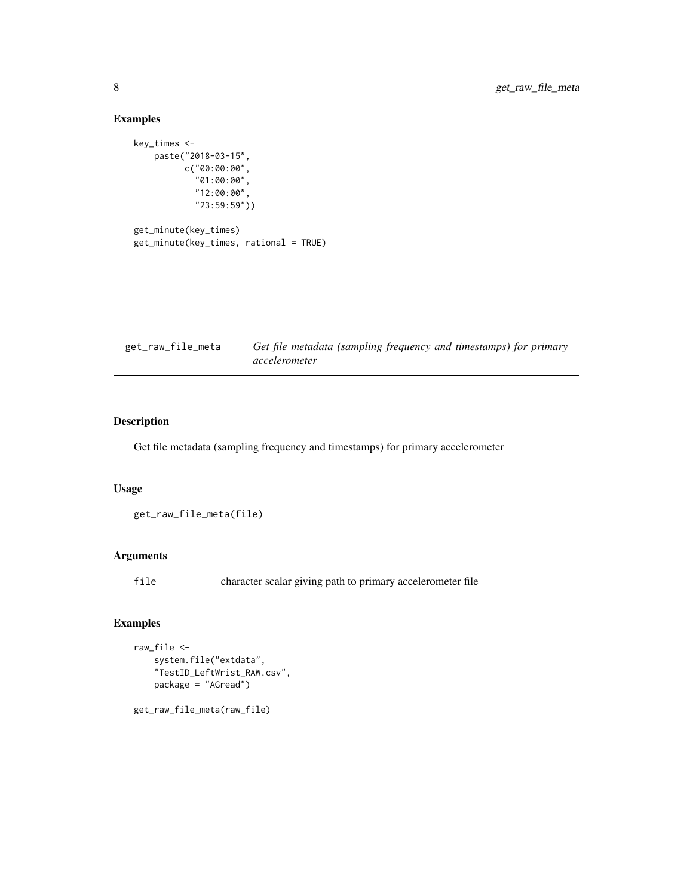## Examples

```
key_times <-
    paste("2018-03-15",
          c("00:00:00",
            "01:00:00",
            "12:00:00",
            "23:59:59"))

get_minute(key_times)
get_minute(key_times, rational = TRUE)
```

---

## get_raw_file_meta — *Get file metadata (sampling frequency and timestamps) for primary accelerometer*

---

### Description

Get file metadata (sampling frequency and timestamps) for primary accelerometer

### Usage

```
get_raw_file_meta(file)
```

### Arguments

| | |
|---|---|
| file | character scalar giving path to primary accelerometer file |

### Examples

```
raw_file <-
    system.file("extdata",
    "TestID_LeftWrist_RAW.csv",
    package = "AGread")

get_raw_file_meta(raw_file)
```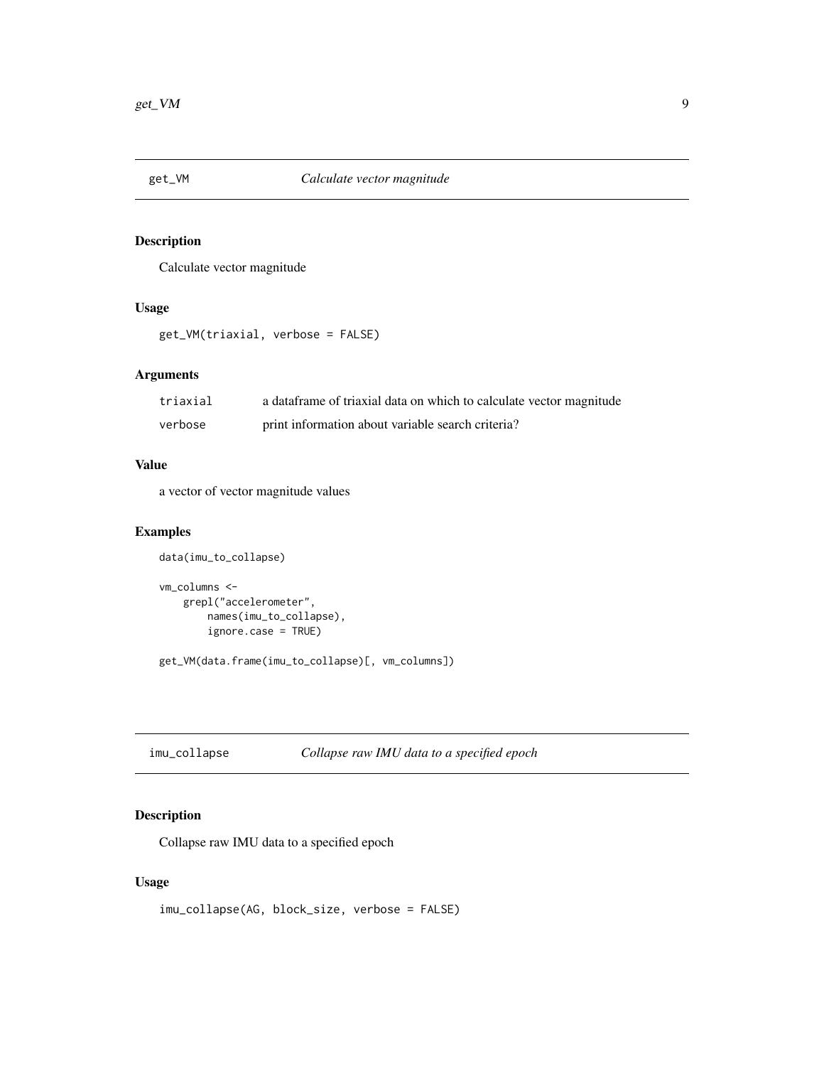## get_VM — *Calculate vector magnitude*

### Description

Calculate vector magnitude

### Usage

```
get_VM(triaxial, verbose = FALSE)
```

### Arguments

| | |
|---|---|
| triaxial | a dataframe of triaxial data on which to calculate vector magnitude |
| verbose | print information about variable search criteria? |

### Value

a vector of vector magnitude values

### Examples

```
data(imu_to_collapse)

vm_columns <-
    grepl("accelerometer",
        names(imu_to_collapse),
        ignore.case = TRUE)

get_VM(data.frame(imu_to_collapse)[, vm_columns])
```

## imu_collapse — *Collapse raw IMU data to a specified epoch*

### Description

Collapse raw IMU data to a specified epoch

### Usage

```
imu_collapse(AG, block_size, verbose = FALSE)
```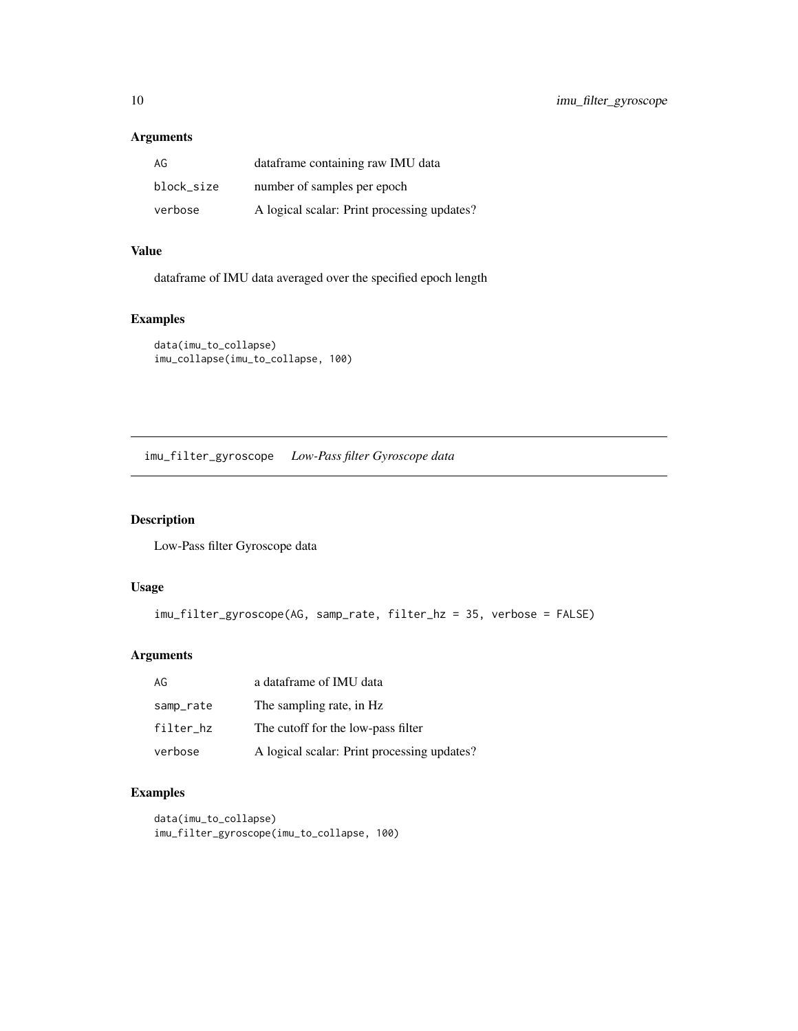### Arguments

| | |
|---|---|
| AG | dataframe containing raw IMU data |
| block_size | number of samples per epoch |
| verbose | A logical scalar: Print processing updates? |

### Value

dataframe of IMU data averaged over the specified epoch length

### Examples

```
data(imu_to_collapse)
imu_collapse(imu_to_collapse, 100)
```

---

## imu_filter_gyroscope *Low-Pass filter Gyroscope data*

---

### Description

Low-Pass filter Gyroscope data

### Usage

```
imu_filter_gyroscope(AG, samp_rate, filter_hz = 35, verbose = FALSE)
```

### Arguments

| | |
|---|---|
| AG | a dataframe of IMU data |
| samp_rate | The sampling rate, in Hz |
| filter_hz | The cutoff for the low-pass filter |
| verbose | A logical scalar: Print processing updates? |

### Examples

```
data(imu_to_collapse)
imu_filter_gyroscope(imu_to_collapse, 100)
```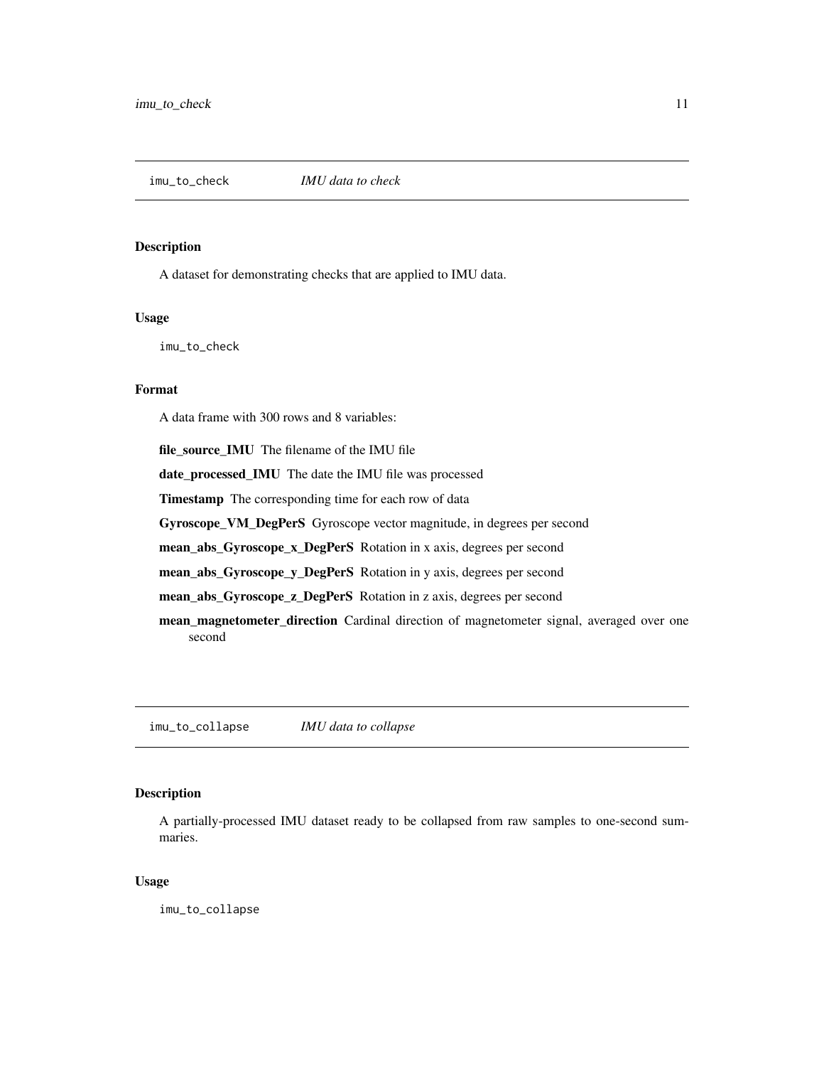## imu_to_check — *IMU data to check*

### Description

A dataset for demonstrating checks that are applied to IMU data.

### Usage

```
imu_to_check
```

### Format

A data frame with 300 rows and 8 variables:

**file_source_IMU** The filename of the IMU file

**date_processed_IMU** The date the IMU file was processed

**Timestamp** The corresponding time for each row of data

**Gyroscope_VM_DegPerS** Gyroscope vector magnitude, in degrees per second

**mean_abs_Gyroscope_x_DegPerS** Rotation in x axis, degrees per second

**mean_abs_Gyroscope_y_DegPerS** Rotation in y axis, degrees per second

**mean_abs_Gyroscope_z_DegPerS** Rotation in z axis, degrees per second

**mean_magnetometer_direction** Cardinal direction of magnetometer signal, averaged over one second

## imu_to_collapse — *IMU data to collapse*

### Description

A partially-processed IMU dataset ready to be collapsed from raw samples to one-second summaries.

### Usage

```
imu_to_collapse
```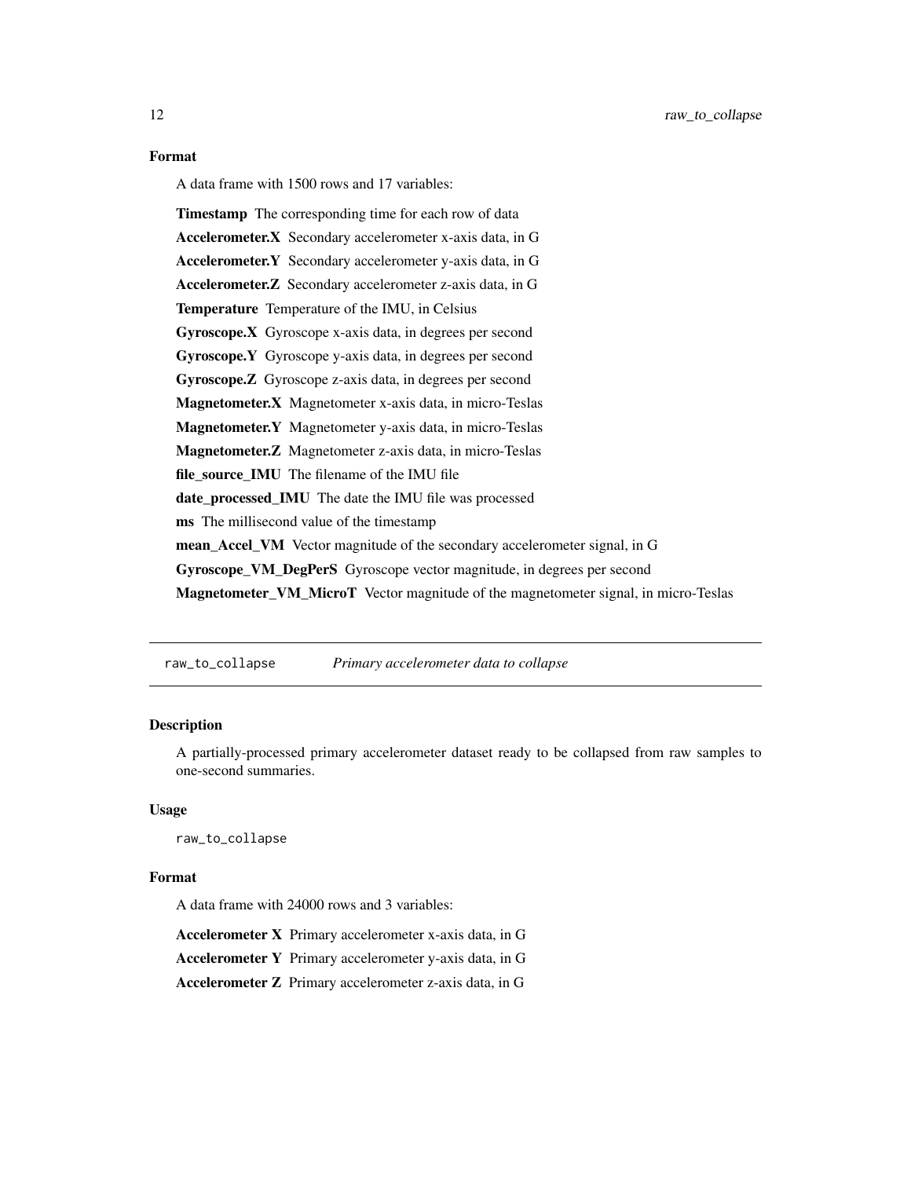### Format

A data frame with 1500 rows and 17 variables:

**Timestamp** The corresponding time for each row of data

**Accelerometer.X** Secondary accelerometer x-axis data, in G

**Accelerometer.Y** Secondary accelerometer y-axis data, in G

**Accelerometer.Z** Secondary accelerometer z-axis data, in G

**Temperature** Temperature of the IMU, in Celsius

**Gyroscope.X** Gyroscope x-axis data, in degrees per second

**Gyroscope.Y** Gyroscope y-axis data, in degrees per second

**Gyroscope.Z** Gyroscope z-axis data, in degrees per second

**Magnetometer.X** Magnetometer x-axis data, in micro-Teslas

**Magnetometer.Y** Magnetometer y-axis data, in micro-Teslas

**Magnetometer.Z** Magnetometer z-axis data, in micro-Teslas

**file_source_IMU** The filename of the IMU file

**date_processed_IMU** The date the IMU file was processed

**ms** The millisecond value of the timestamp

**mean_Accel_VM** Vector magnitude of the secondary accelerometer signal, in G

**Gyroscope_VM_DegPerS** Gyroscope vector magnitude, in degrees per second

**Magnetometer_VM_MicroT** Vector magnitude of the magnetometer signal, in micro-Teslas

---

## `raw_to_collapse` *Primary accelerometer data to collapse*

### Description

A partially-processed primary accelerometer dataset ready to be collapsed from raw samples to one-second summaries.

### Usage

```
raw_to_collapse
```

### Format

A data frame with 24000 rows and 3 variables:

**Accelerometer X** Primary accelerometer x-axis data, in G

**Accelerometer Y** Primary accelerometer y-axis data, in G

**Accelerometer Z** Primary accelerometer z-axis data, in G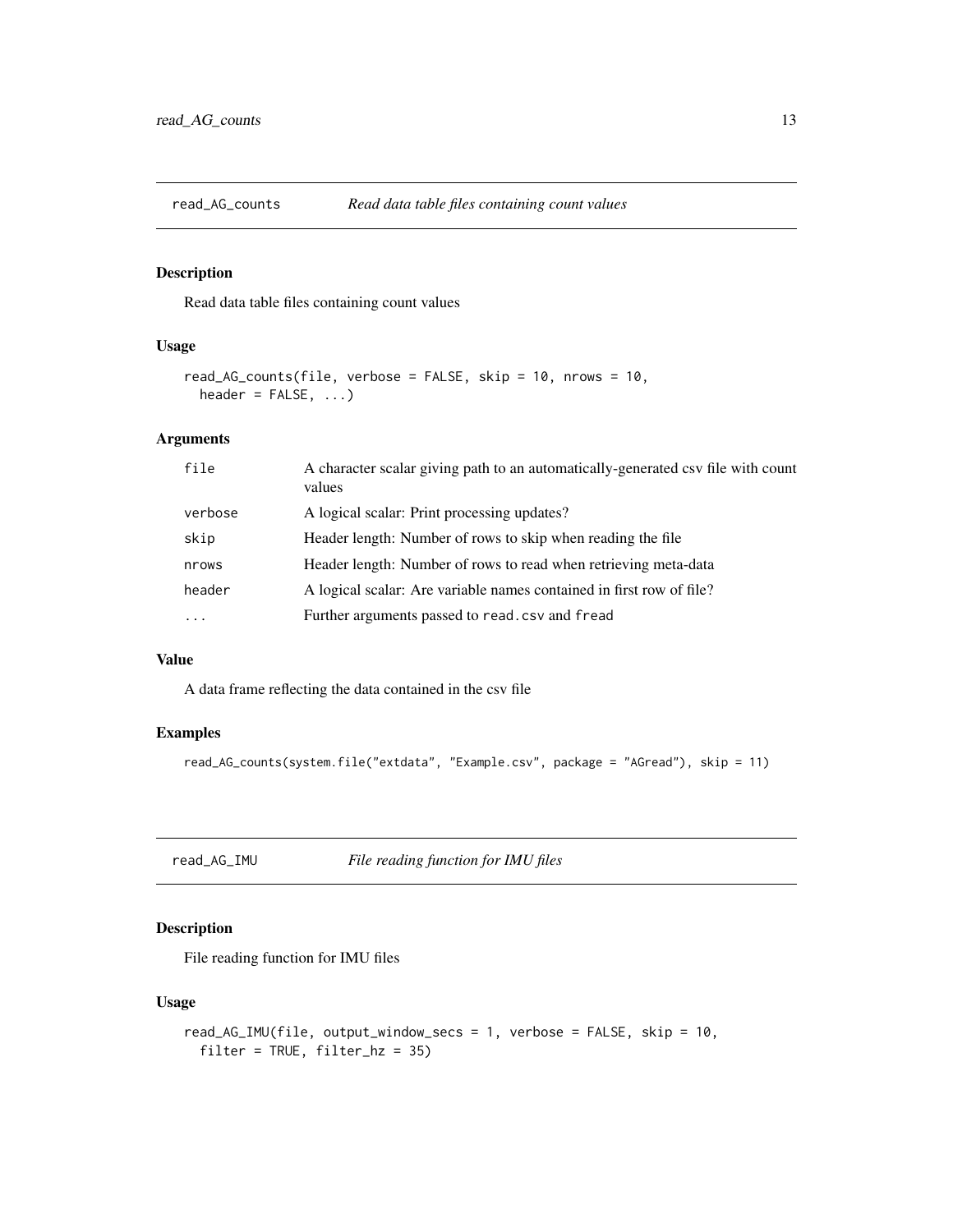## read_AG_counts    *Read data table files containing count values*

### Description

Read data table files containing count values

### Usage

```
read_AG_counts(file, verbose = FALSE, skip = 10, nrows = 10,
  header = FALSE, ...)
```

### Arguments

| | |
|---|---|
| file | A character scalar giving path to an automatically-generated csv file with count values |
| verbose | A logical scalar: Print processing updates? |
| skip | Header length: Number of rows to skip when reading the file |
| nrows | Header length: Number of rows to read when retrieving meta-data |
| header | A logical scalar: Are variable names contained in first row of file? |
| ... | Further arguments passed to `read.csv` and `fread` |

### Value

A data frame reflecting the data contained in the csv file

### Examples

```
read_AG_counts(system.file("extdata", "Example.csv", package = "AGread"), skip = 11)
```

## read_AG_IMU    *File reading function for IMU files*

### Description

File reading function for IMU files

### Usage

```
read_AG_IMU(file, output_window_secs = 1, verbose = FALSE, skip = 10,
  filter = TRUE, filter_hz = 35)
```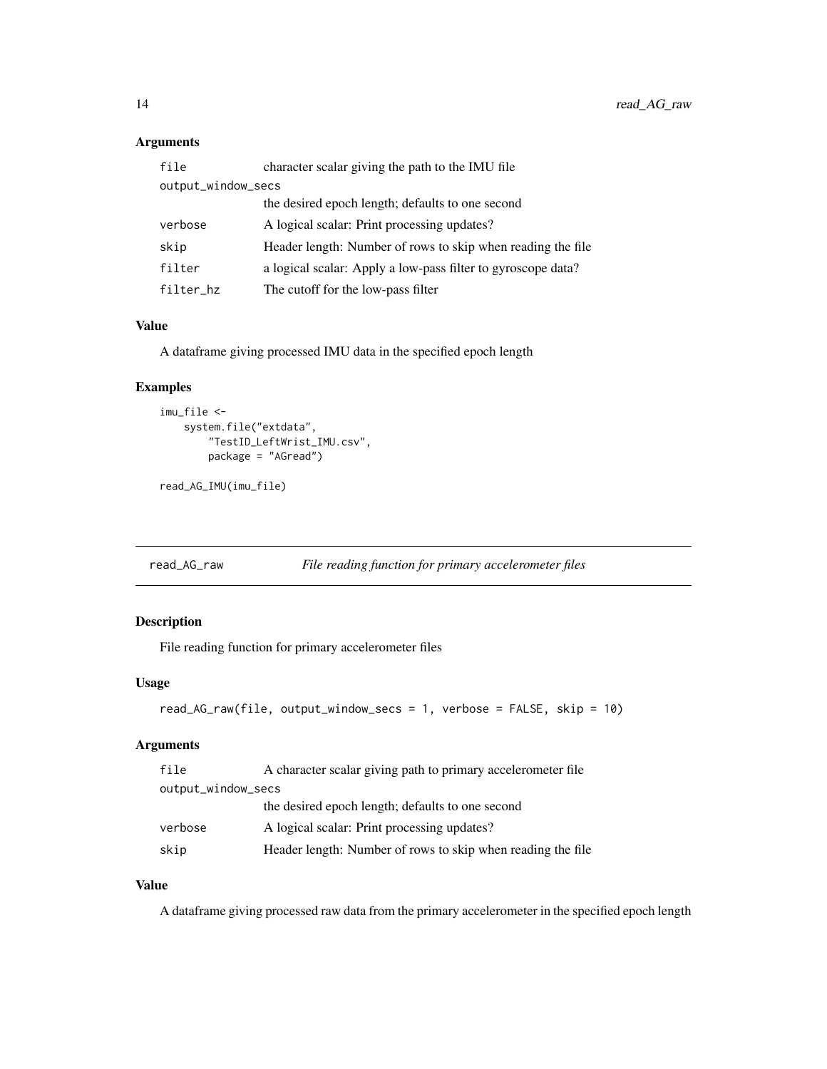### Arguments

| | |
|---|---|
| file | character scalar giving the path to the IMU file |
| output_window_secs | the desired epoch length; defaults to one second |
| verbose | A logical scalar: Print processing updates? |
| skip | Header length: Number of rows to skip when reading the file |
| filter | a logical scalar: Apply a low-pass filter to gyroscope data? |
| filter_hz | The cutoff for the low-pass filter |

### Value

A dataframe giving processed IMU data in the specified epoch length

### Examples

```
imu_file <-
    system.file("extdata",
        "TestID_LeftWrist_IMU.csv",
        package = "AGread")

read_AG_IMU(imu_file)
```

---

## read_AG_raw — *File reading function for primary accelerometer files*

### Description

File reading function for primary accelerometer files

### Usage

```
read_AG_raw(file, output_window_secs = 1, verbose = FALSE, skip = 10)
```

### Arguments

| | |
|---|---|
| file | A character scalar giving path to primary accelerometer file |
| output_window_secs | the desired epoch length; defaults to one second |
| verbose | A logical scalar: Print processing updates? |
| skip | Header length: Number of rows to skip when reading the file |

### Value

A dataframe giving processed raw data from the primary accelerometer in the specified epoch length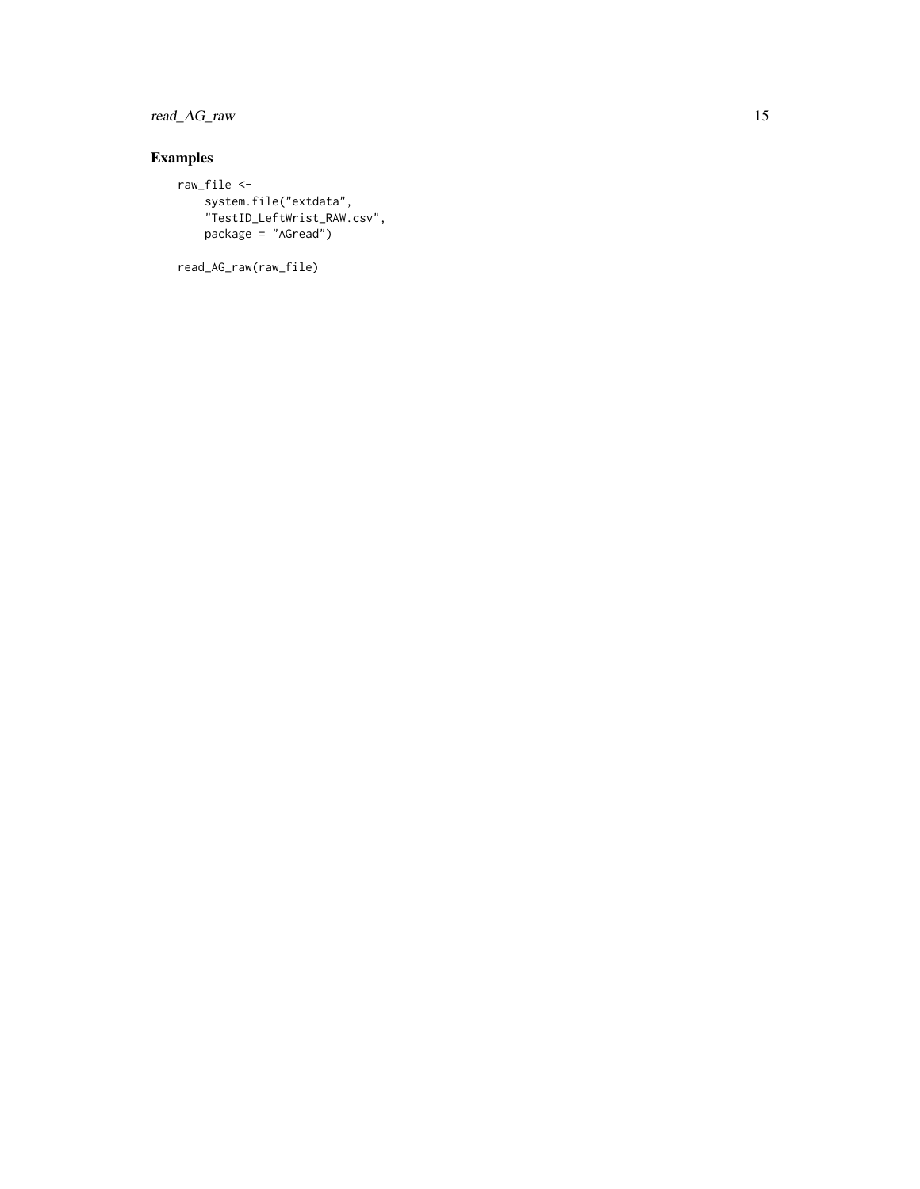## Examples

```
raw_file <-
    system.file("extdata",
    "TestID_LeftWrist_RAW.csv",
    package = "AGread")

read_AG_raw(raw_file)
```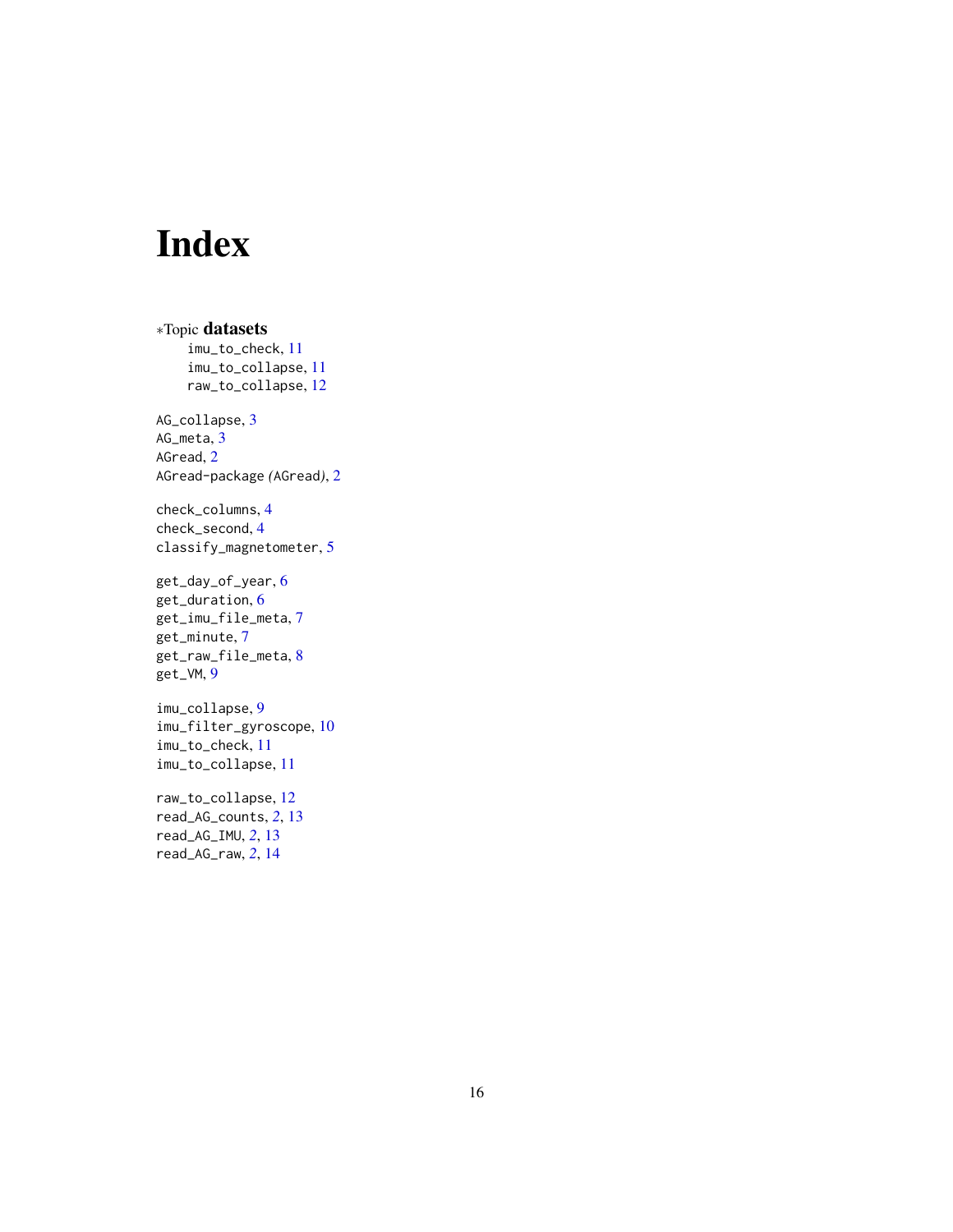# Index

∗Topic **datasets**

imu_to_check, 11
imu_to_collapse, 11
raw_to_collapse, 12

AG_collapse, 3
AG_meta, 3
AGread, 2
AGread-package *(*AGread*)*, 2

check_columns, 4
check_second, 4
classify_magnetometer, 5

get_day_of_year, 6
get_duration, 6
get_imu_file_meta, 7
get_minute, 7
get_raw_file_meta, 8
get_VM, 9

imu_collapse, 9
imu_filter_gyroscope, 10
imu_to_check, 11
imu_to_collapse, 11

raw_to_collapse, 12
read_AG_counts, *2*, 13
read_AG_IMU, *2*, 13
read_AG_raw, *2*, 14